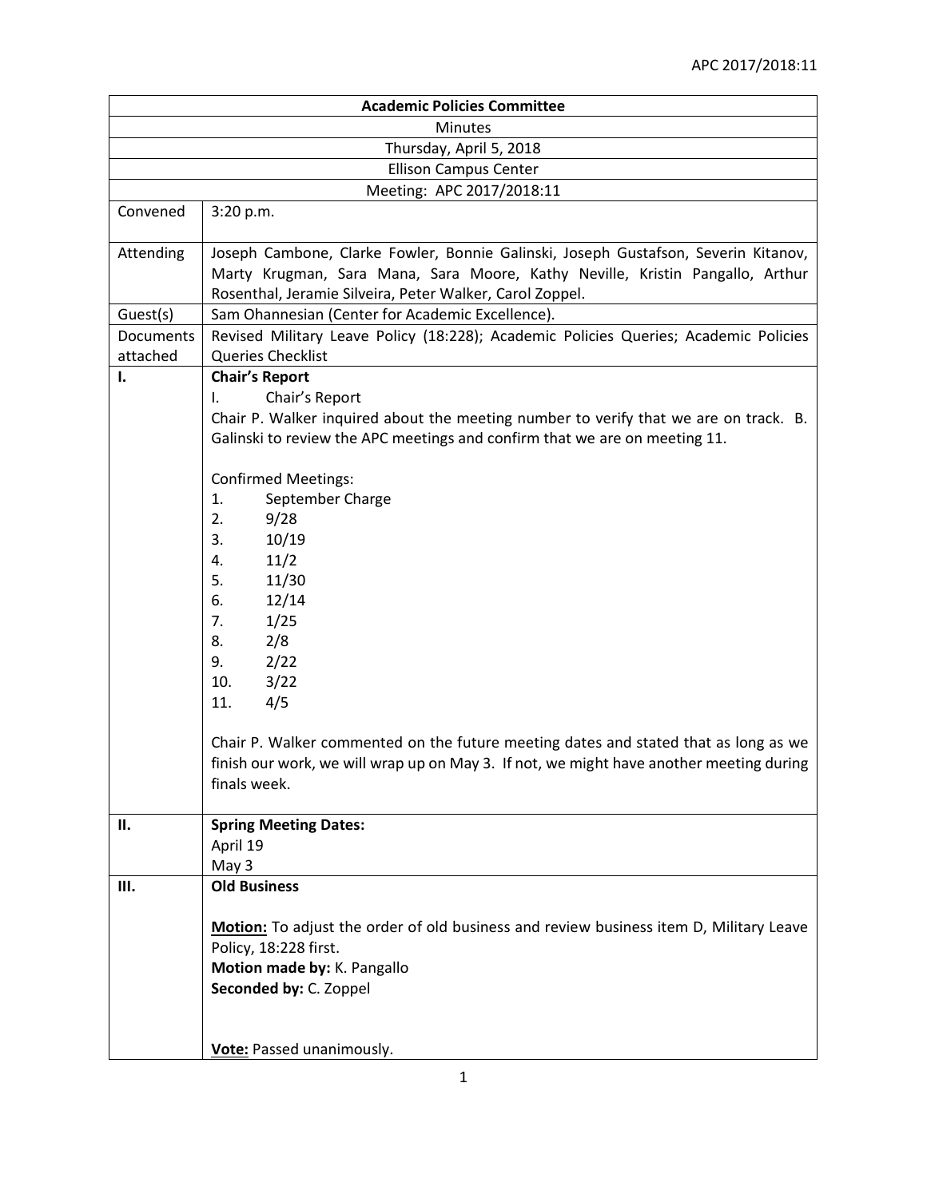APC 2017/2018:11

| Academic Policies Committee | |
|---|---|
| Minutes | |
| Thursday, April 5, 2018 | |
| Ellison Campus Center | |
| Meeting: APC 2017/2018:11 | |
| Convened | 3:20 p.m. |
| Attending | Joseph Cambone, Clarke Fowler, Bonnie Galinski, Joseph Gustafson, Severin Kitanov, Marty Krugman, Sara Mana, Sara Moore, Kathy Neville, Kristin Pangallo, Arthur Rosenthal, Jeramie Silveira, Peter Walker, Carol Zoppel. |
| Guest(s) | Sam Ohannesian (Center for Academic Excellence). |
| Documents attached | Revised Military Leave Policy (18:228); Academic Policies Queries; Academic Policies Queries Checklist |
| I. | **Chair's Report**<br>I. Chair's Report<br>Chair P. Walker inquired about the meeting number to verify that we are on track. B. Galinski to review the APC meetings and confirm that we are on meeting 11.<br><br>Confirmed Meetings:<br>1. September Charge<br>2. 9/28<br>3. 10/19<br>4. 11/2<br>5. 11/30<br>6. 12/14<br>7. 1/25<br>8. 2/8<br>9. 2/22<br>10. 3/22<br>11. 4/5<br><br>Chair P. Walker commented on the future meeting dates and stated that as long as we finish our work, we will wrap up on May 3. If not, we might have another meeting during finals week. |
| II. | **Spring Meeting Dates:**<br>April 19<br>May 3 |
| III. | **Old Business**<br><br>**<u>Motion:</u>** To adjust the order of old business and review business item D, Military Leave Policy, 18:228 first.<br>**Motion made by:** K. Pangallo<br>**Seconded by:** C. Zoppel<br><br>**<u>Vote:</u>** Passed unanimously. |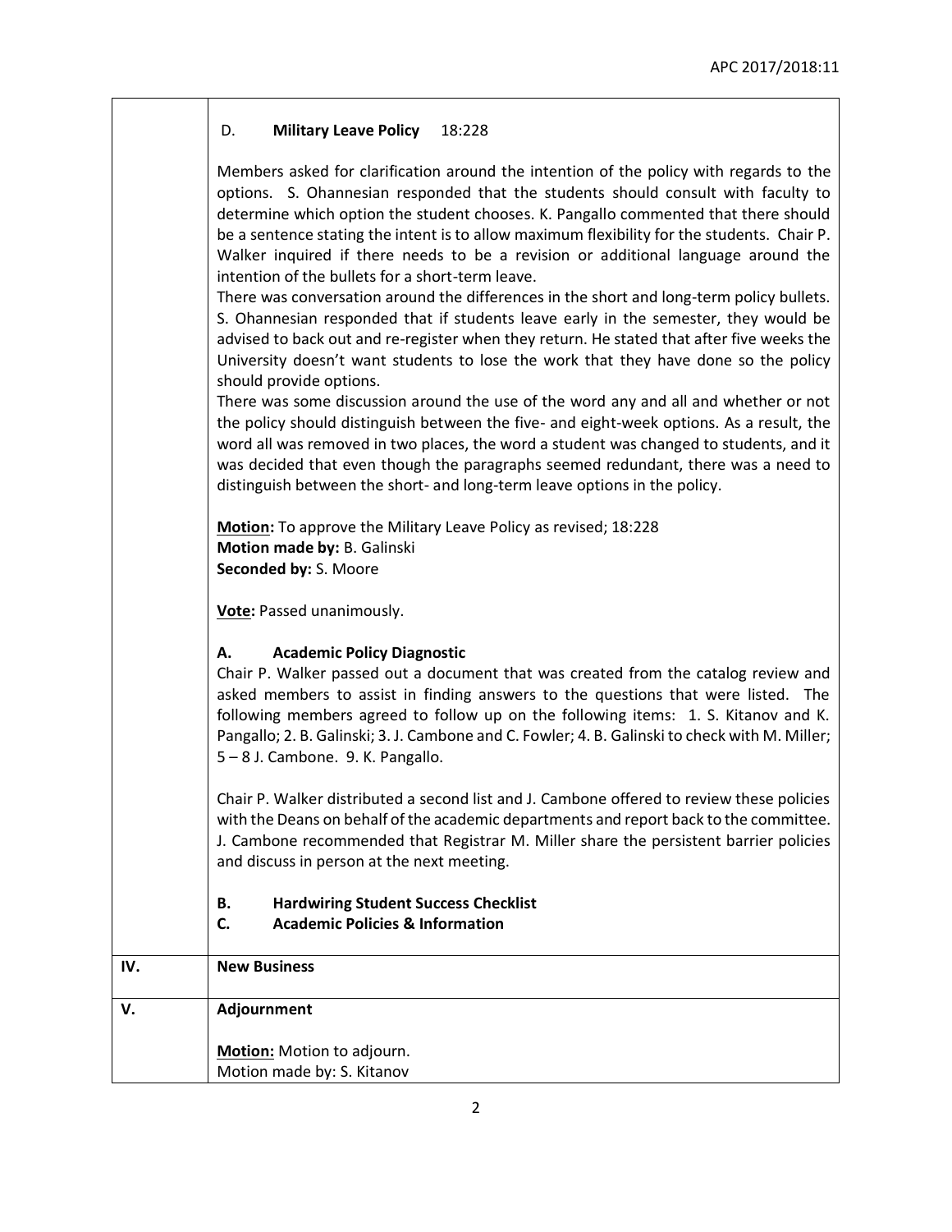D. **Military Leave Policy** 18:228

Members asked for clarification around the intention of the policy with regards to the options. S. Ohannesian responded that the students should consult with faculty to determine which option the student chooses. K. Pangallo commented that there should be a sentence stating the intent is to allow maximum flexibility for the students. Chair P. Walker inquired if there needs to be a revision or additional language around the intention of the bullets for a short-term leave.

There was conversation around the differences in the short and long-term policy bullets. S. Ohannesian responded that if students leave early in the semester, they would be advised to back out and re-register when they return. He stated that after five weeks the University doesn't want students to lose the work that they have done so the policy should provide options.

There was some discussion around the use of the word any and all and whether or not the policy should distinguish between the five- and eight-week options. As a result, the word all was removed in two places, the word a student was changed to students, and it was decided that even though the paragraphs seemed redundant, there was a need to distinguish between the short- and long-term leave options in the policy.

**Motion:** To approve the Military Leave Policy as revised; 18:228
**Motion made by:** B. Galinski
**Seconded by:** S. Moore

**Vote:** Passed unanimously.

**A. Academic Policy Diagnostic**

Chair P. Walker passed out a document that was created from the catalog review and asked members to assist in finding answers to the questions that were listed. The following members agreed to follow up on the following items: 1. S. Kitanov and K. Pangallo; 2. B. Galinski; 3. J. Cambone and C. Fowler; 4. B. Galinski to check with M. Miller; 5 – 8 J. Cambone. 9. K. Pangallo.

Chair P. Walker distributed a second list and J. Cambone offered to review these policies with the Deans on behalf of the academic departments and report back to the committee. J. Cambone recommended that Registrar M. Miller share the persistent barrier policies and discuss in person at the next meeting.

**B. Hardwiring Student Success Checklist**

**C. Academic Policies & Information**

## IV. New Business

## V. Adjournment

**Motion:** Motion to adjourn.
Motion made by: S. Kitanov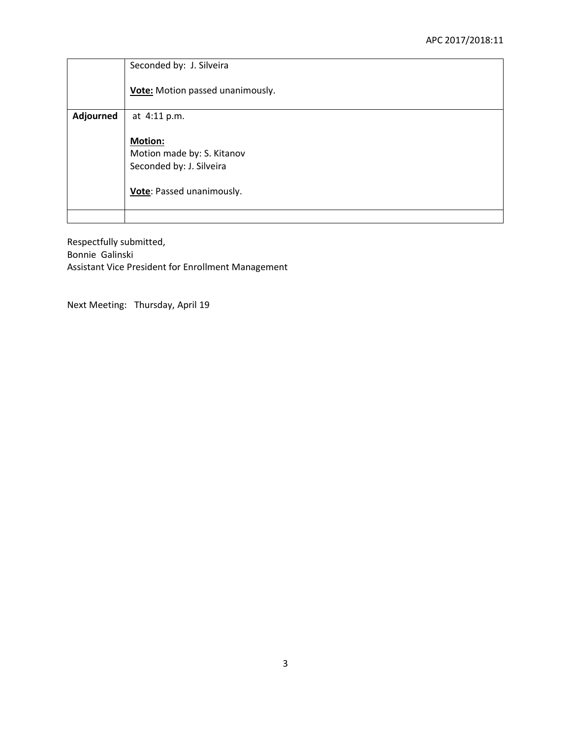| | |
|---|---|
| | Seconded by: J. Silveira<br><br>**Vote:** Motion passed unanimously. |
| **Adjourned** | at 4:11 p.m.<br><br>**Motion:**<br>Motion made by: S. Kitanov<br>Seconded by: J. Silveira<br><br>**Vote**: Passed unanimously. |
| | |

Respectfully submitted,
Bonnie Galinski
Assistant Vice President for Enrollment Management

Next Meeting: Thursday, April 19